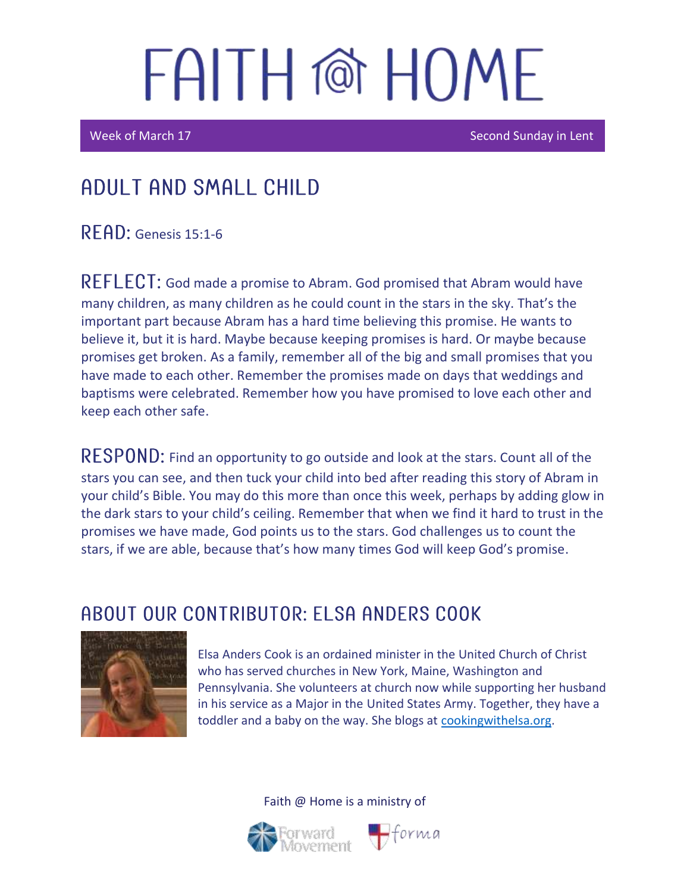# FAITH @ HOME

Week of March 17 | Second Sunday in Lent

## ADULT AND SMALL CHILD

**READ:** Genesis 15:1-6

**REFLECT:** God made a promise to Abram. God promised that Abram would have many children, as many children as he could count in the stars in the sky. That's the important part because Abram has a hard time believing this promise. He wants to believe it, but it is hard. Maybe because keeping promises is hard. Or maybe because promises get broken. As a family, remember all of the big and small promises that you have made to each other. Remember the promises made on days that weddings and baptisms were celebrated. Remember how you have promised to love each other and keep each other safe.

**RESPOND:** Find an opportunity to go outside and look at the stars. Count all of the stars you can see, and then tuck your child into bed after reading this story of Abram in your child's Bible. You may do this more than once this week, perhaps by adding glow in the dark stars to your child's ceiling. Remember that when we find it hard to trust in the promises we have made, God points us to the stars. God challenges us to count the stars, if we are able, because that's how many times God will keep God's promise.

## ABOUT OUR CONTRIBUTOR: ELSA ANDERS COOK

Elsa Anders Cook is an ordained minister in the United Church of Christ who has served churches in New York, Maine, Washington and Pennsylvania. She volunteers at church now while supporting her husband in his service as a Major in the United States Army. Together, they have a toddler and a baby on the way. She blogs at cookingwithelsa.org.

Faith @ Home is a ministry of

Forward Movement | forma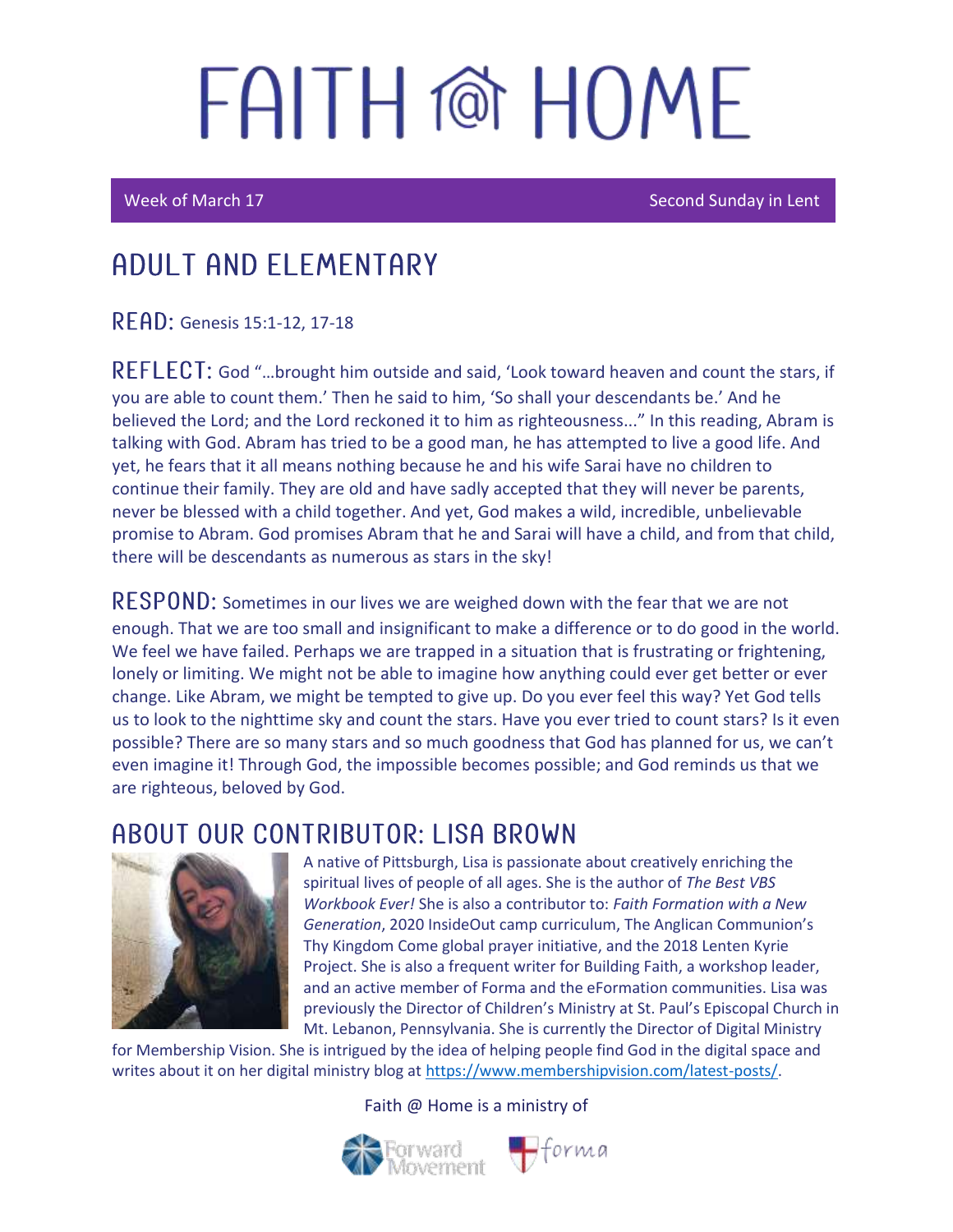# FAITH @ HOME

Week of March 17 | Second Sunday in Lent

## ADULT AND ELEMENTARY

**READ:** Genesis 15:1-12, 17-18

**REFLECT:** God "…brought him outside and said, 'Look toward heaven and count the stars, if you are able to count them.' Then he said to him, 'So shall your descendants be.' And he believed the Lord; and the Lord reckoned it to him as righteousness..." In this reading, Abram is talking with God. Abram has tried to be a good man, he has attempted to live a good life. And yet, he fears that it all means nothing because he and his wife Sarai have no children to continue their family. They are old and have sadly accepted that they will never be parents, never be blessed with a child together. And yet, God makes a wild, incredible, unbelievable promise to Abram. God promises Abram that he and Sarai will have a child, and from that child, there will be descendants as numerous as stars in the sky!

**RESPOND:** Sometimes in our lives we are weighed down with the fear that we are not enough. That we are too small and insignificant to make a difference or to do good in the world. We feel we have failed. Perhaps we are trapped in a situation that is frustrating or frightening, lonely or limiting. We might not be able to imagine how anything could ever get better or ever change. Like Abram, we might be tempted to give up. Do you ever feel this way? Yet God tells us to look to the nighttime sky and count the stars. Have you ever tried to count stars? Is it even possible? There are so many stars and so much goodness that God has planned for us, we can't even imagine it! Through God, the impossible becomes possible; and God reminds us that we are righteous, beloved by God.

## ABOUT OUR CONTRIBUTOR: LISA BROWN

A native of Pittsburgh, Lisa is passionate about creatively enriching the spiritual lives of people of all ages. She is the author of *The Best VBS Workbook Ever!* She is also a contributor to: *Faith Formation with a New Generation*, 2020 InsideOut camp curriculum, The Anglican Communion's Thy Kingdom Come global prayer initiative, and the 2018 Lenten Kyrie Project. She is also a frequent writer for Building Faith, a workshop leader, and an active member of Forma and the eFormation communities. Lisa was previously the Director of Children's Ministry at St. Paul's Episcopal Church in Mt. Lebanon, Pennsylvania. She is currently the Director of Digital Ministry for Membership Vision. She is intrigued by the idea of helping people find God in the digital space and writes about it on her digital ministry blog at https://www.membershipvision.com/latest-posts/.

Faith @ Home is a ministry of Forward Movement and forma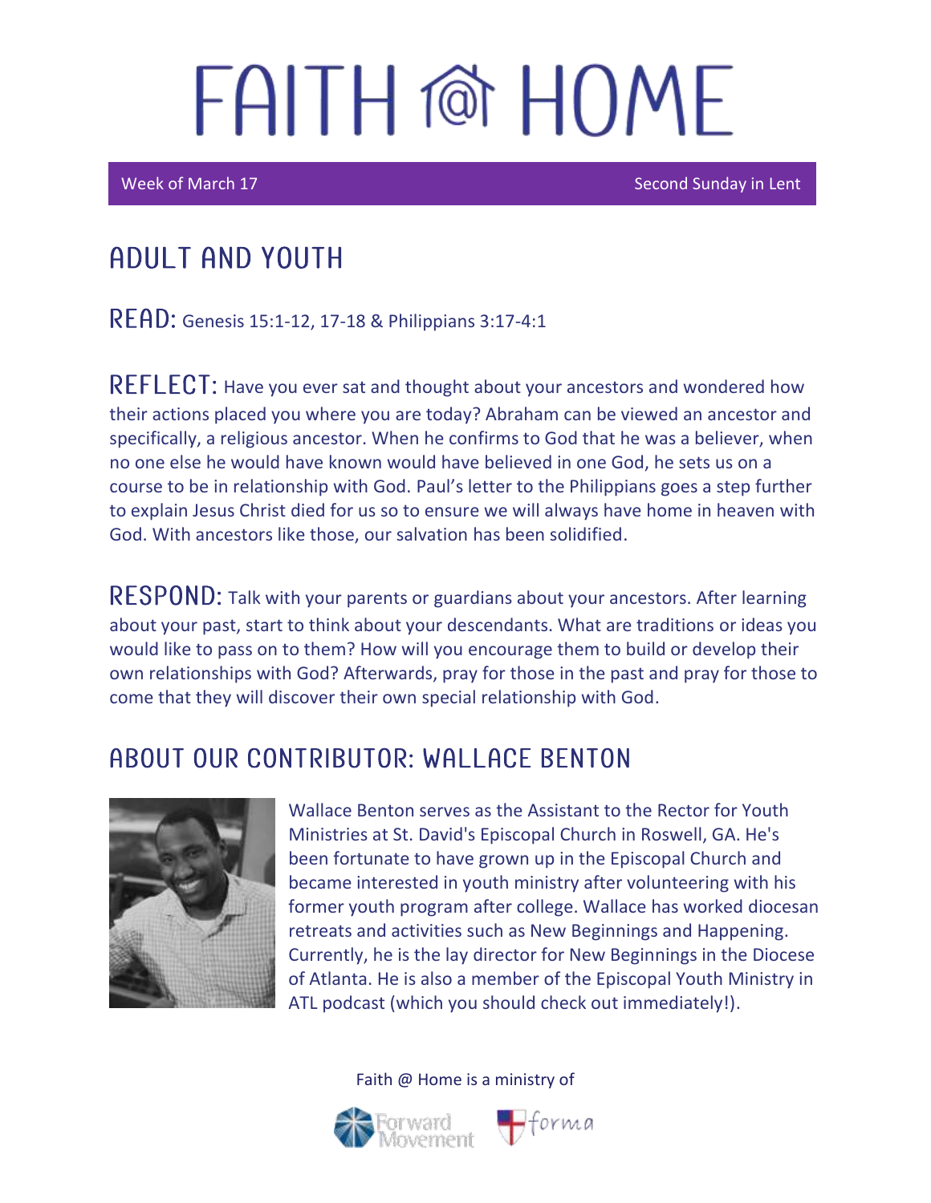# FAITH @ HOME

Week of March 17 | Second Sunday in Lent

## ADULT AND YOUTH

**READ:** Genesis 15:1-12, 17-18 & Philippians 3:17-4:1

**REFLECT:** Have you ever sat and thought about your ancestors and wondered how their actions placed you where you are today? Abraham can be viewed an ancestor and specifically, a religious ancestor. When he confirms to God that he was a believer, when no one else he would have known would have believed in one God, he sets us on a course to be in relationship with God. Paul's letter to the Philippians goes a step further to explain Jesus Christ died for us so to ensure we will always have home in heaven with God. With ancestors like those, our salvation has been solidified.

**RESPOND:** Talk with your parents or guardians about your ancestors. After learning about your past, start to think about your descendants. What are traditions or ideas you would like to pass on to them? How will you encourage them to build or develop their own relationships with God? Afterwards, pray for those in the past and pray for those to come that they will discover their own special relationship with God.

## ABOUT OUR CONTRIBUTOR: WALLACE BENTON

Wallace Benton serves as the Assistant to the Rector for Youth Ministries at St. David's Episcopal Church in Roswell, GA. He's been fortunate to have grown up in the Episcopal Church and became interested in youth ministry after volunteering with his former youth program after college. Wallace has worked diocesan retreats and activities such as New Beginnings and Happening. Currently, he is the lay director for New Beginnings in the Diocese of Atlanta. He is also a member of the Episcopal Youth Ministry in ATL podcast (which you should check out immediately!).

Faith @ Home is a ministry of Forward Movement and forma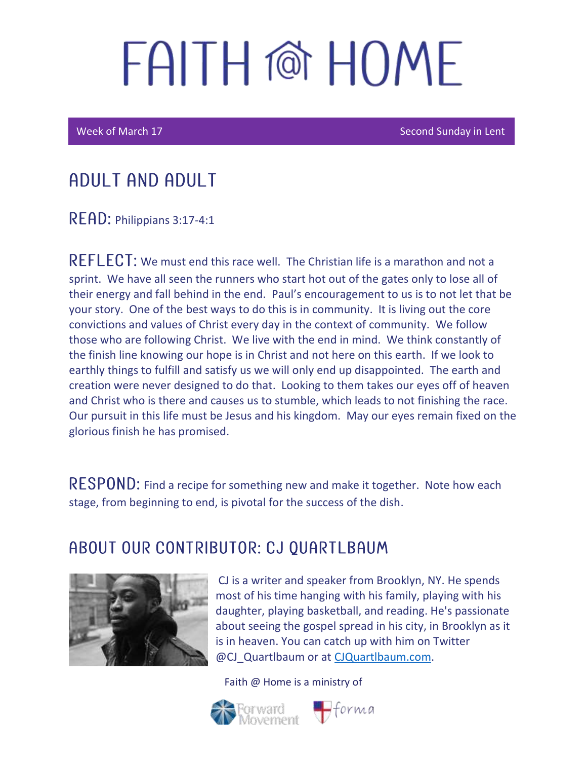# FAITH @ HOME

Week of March 17 Second Sunday in Lent

## ADULT AND ADULT

**READ:** Philippians 3:17-4:1

**REFLECT:** We must end this race well. The Christian life is a marathon and not a sprint. We have all seen the runners who start hot out of the gates only to lose all of their energy and fall behind in the end. Paul's encouragement to us is to not let that be your story. One of the best ways to do this is in community. It is living out the core convictions and values of Christ every day in the context of community. We follow those who are following Christ. We live with the end in mind. We think constantly of the finish line knowing our hope is in Christ and not here on this earth. If we look to earthly things to fulfill and satisfy us we will only end up disappointed. The earth and creation were never designed to do that. Looking to them takes our eyes off of heaven and Christ who is there and causes us to stumble, which leads to not finishing the race. Our pursuit in this life must be Jesus and his kingdom. May our eyes remain fixed on the glorious finish he has promised.

**RESPOND:** Find a recipe for something new and make it together. Note how each stage, from beginning to end, is pivotal for the success of the dish.

## ABOUT OUR CONTRIBUTOR: CJ QUARTLBAUM

CJ is a writer and speaker from Brooklyn, NY. He spends most of his time hanging with his family, playing with his daughter, playing basketball, and reading. He's passionate about seeing the gospel spread in his city, in Brooklyn as it is in heaven. You can catch up with him on Twitter @CJ_Quartlbaum or at [CJQuartlbaum.com](CJQuartlbaum.com).

Faith @ Home is a ministry of

Forward Movement forma